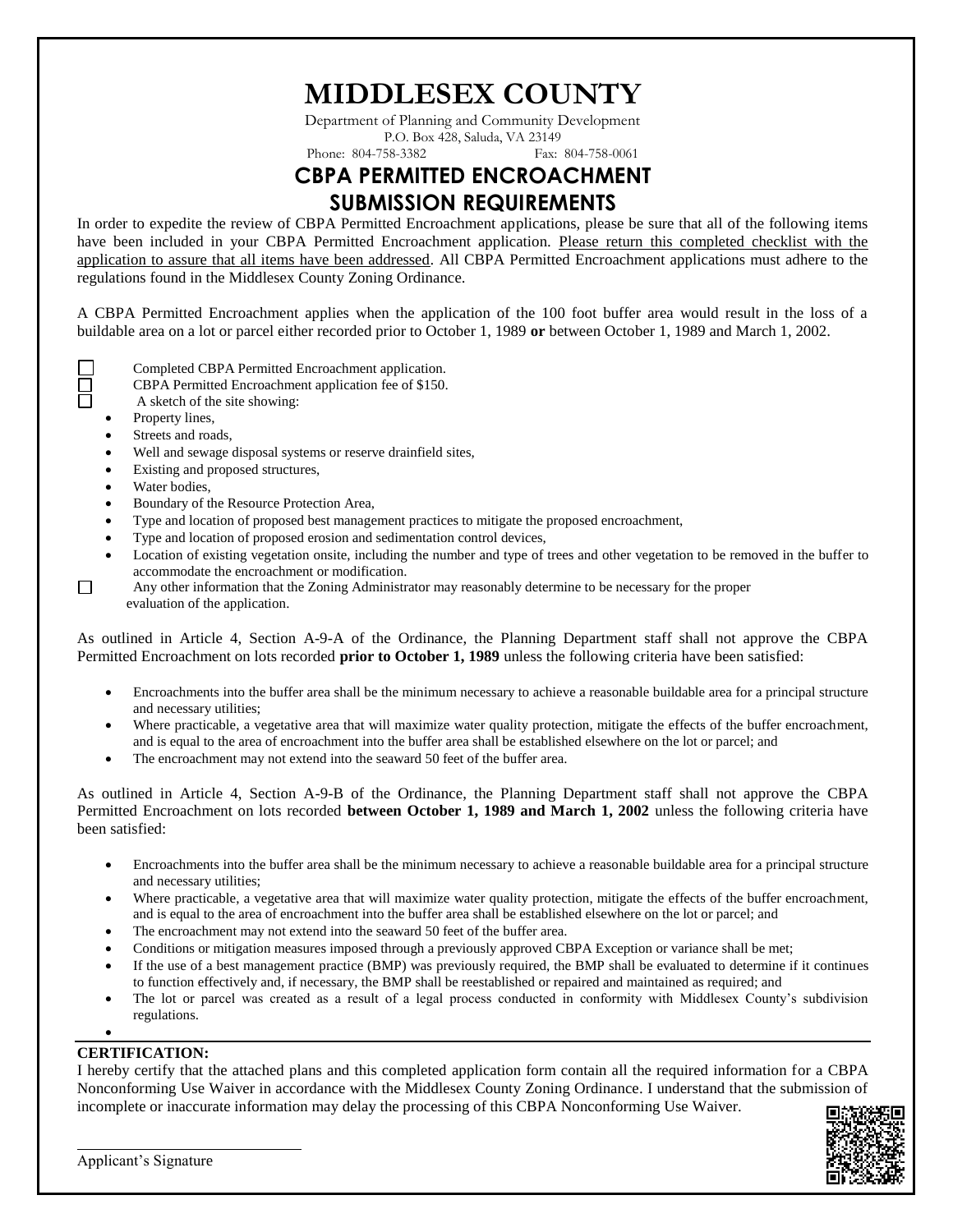# MIDDLESEX COUNTY

Department of Planning and Community Development
P.O. Box 428, Saluda, VA 23149
Phone: 804-758-3382 Fax: 804-758-0061

## CBPA PERMITTED ENCROACHMENT SUBMISSION REQUIREMENTS

In order to expedite the review of CBPA Permitted Encroachment applications, please be sure that all of the following items have been included in your CBPA Permitted Encroachment application. Please return this completed checklist with the application to assure that all items have been addressed. All CBPA Permitted Encroachment applications must adhere to the regulations found in the Middlesex County Zoning Ordinance.

A CBPA Permitted Encroachment applies when the application of the 100 foot buffer area would result in the loss of a buildable area on a lot or parcel either recorded prior to October 1, 1989 **or** between October 1, 1989 and March 1, 2002.

- ☐ Completed CBPA Permitted Encroachment application.
- ☐ CBPA Permitted Encroachment application fee of $150.
- ☐ A sketch of the site showing:
  - Property lines,
  - Streets and roads,
  - Well and sewage disposal systems or reserve drainfield sites,
  - Existing and proposed structures,
  - Water bodies,
  - Boundary of the Resource Protection Area,
  - Type and location of proposed best management practices to mitigate the proposed encroachment,
  - Type and location of proposed erosion and sedimentation control devices,
  - Location of existing vegetation onsite, including the number and type of trees and other vegetation to be removed in the buffer to accommodate the encroachment or modification.
- ☐ Any other information that the Zoning Administrator may reasonably determine to be necessary for the proper evaluation of the application.

As outlined in Article 4, Section A-9-A of the Ordinance, the Planning Department staff shall not approve the CBPA Permitted Encroachment on lots recorded **prior to October 1, 1989** unless the following criteria have been satisfied:

- Encroachments into the buffer area shall be the minimum necessary to achieve a reasonable buildable area for a principal structure and necessary utilities;
- Where practicable, a vegetative area that will maximize water quality protection, mitigate the effects of the buffer encroachment, and is equal to the area of encroachment into the buffer area shall be established elsewhere on the lot or parcel; and
- The encroachment may not extend into the seaward 50 feet of the buffer area.

As outlined in Article 4, Section A-9-B of the Ordinance, the Planning Department staff shall not approve the CBPA Permitted Encroachment on lots recorded **between October 1, 1989 and March 1, 2002** unless the following criteria have been satisfied:

- Encroachments into the buffer area shall be the minimum necessary to achieve a reasonable buildable area for a principal structure and necessary utilities;
- Where practicable, a vegetative area that will maximize water quality protection, mitigate the effects of the buffer encroachment, and is equal to the area of encroachment into the buffer area shall be established elsewhere on the lot or parcel; and
- The encroachment may not extend into the seaward 50 feet of the buffer area.
- Conditions or mitigation measures imposed through a previously approved CBPA Exception or variance shall be met;
- If the use of a best management practice (BMP) was previously required, the BMP shall be evaluated to determine if it continues to function effectively and, if necessary, the BMP shall be reestablished or repaired and maintained as required; and
- The lot or parcel was created as a result of a legal process conducted in conformity with Middlesex County's subdivision regulations.

**CERTIFICATION:**

I hereby certify that the attached plans and this completed application form contain all the required information for a CBPA Nonconforming Use Waiver in accordance with the Middlesex County Zoning Ordinance. I understand that the submission of incomplete or inaccurate information may delay the processing of this CBPA Nonconforming Use Waiver.

______________________________
Applicant's Signature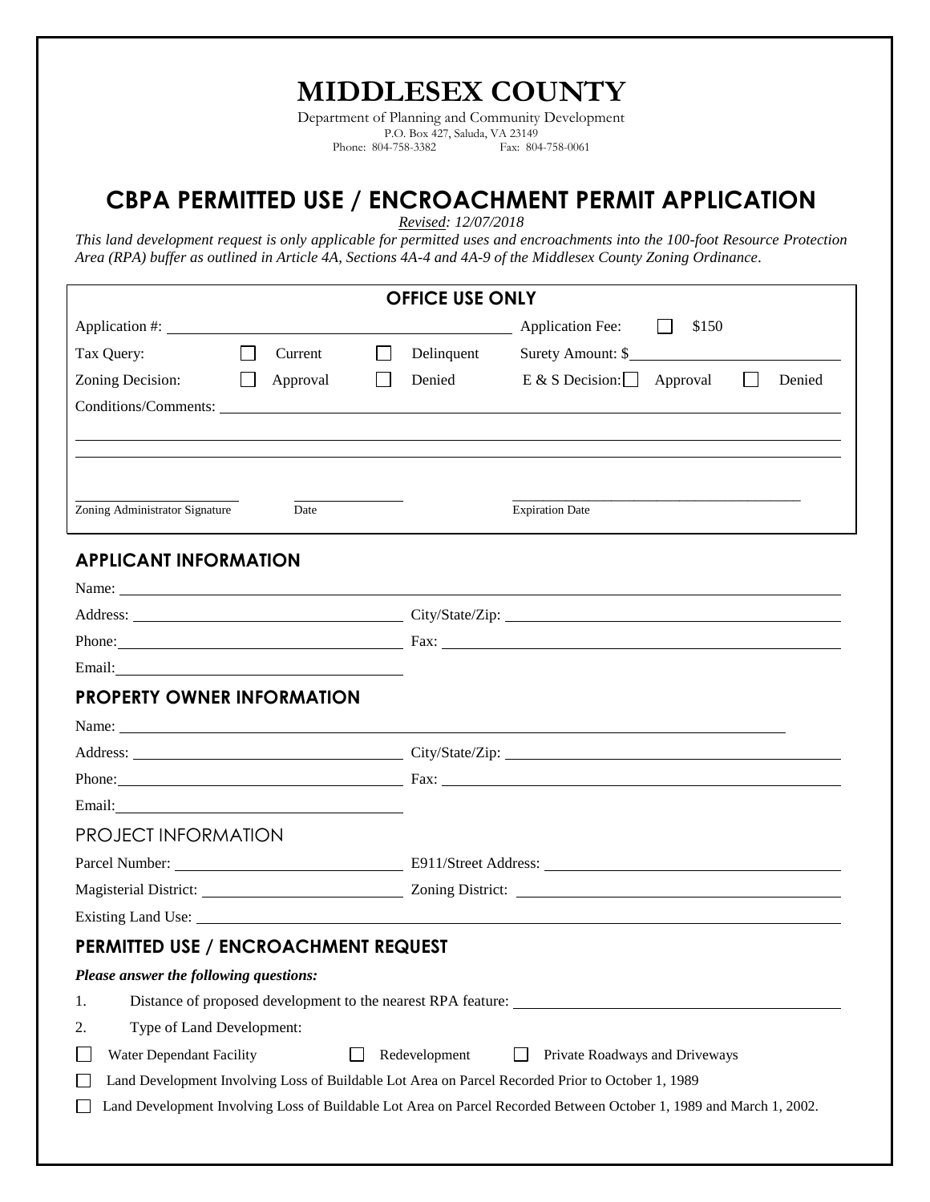# MIDDLESEX COUNTY

Department of Planning and Community Development
P.O. Box 427, Saluda, VA 23149
Phone: 804-758-3382 Fax: 804-758-0061

# CBPA PERMITTED USE / ENCROACHMENT PERMIT APPLICATION

*Revised: 12/07/2018*

*This land development request is only applicable for permitted uses and encroachments into the 100-foot Resource Protection Area (RPA) buffer as outlined in Article 4A, Sections 4A-4 and 4A-9 of the Middlesex County Zoning Ordinance.*

## OFFICE USE ONLY

Application #: ____________________ Application Fee: ☐ $150

Tax Query: ☐ Current ☐ Delinquent Surety Amount: $____________________

Zoning Decision: ☐ Approval ☐ Denied E & S Decision: ☐ Approval ☐ Denied

Conditions/Comments: ____________________

____________________

____________________

Zoning Administrator Signature ____________________ Date ____________________ Expiration Date ____________________

## APPLICANT INFORMATION

Name: ____________________

Address: ____________________ City/State/Zip: ____________________

Phone: ____________________ Fax: ____________________

Email: ____________________

## PROPERTY OWNER INFORMATION

Name: ____________________

Address: ____________________ City/State/Zip: ____________________

Phone: ____________________ Fax: ____________________

Email: ____________________

## PROJECT INFORMATION

Parcel Number: ____________________ E911/Street Address: ____________________

Magisterial District: ____________________ Zoning District: ____________________

Existing Land Use: ____________________

## PERMITTED USE / ENCROACHMENT REQUEST

***Please answer the following questions:***

1. Distance of proposed development to the nearest RPA feature: ____________________
2. Type of Land Development:

☐ Water Dependant Facility ☐ Redevelopment ☐ Private Roadways and Driveways

☐ Land Development Involving Loss of Buildable Lot Area on Parcel Recorded Prior to October 1, 1989

☐ Land Development Involving Loss of Buildable Lot Area on Parcel Recorded Between October 1, 1989 and March 1, 2002.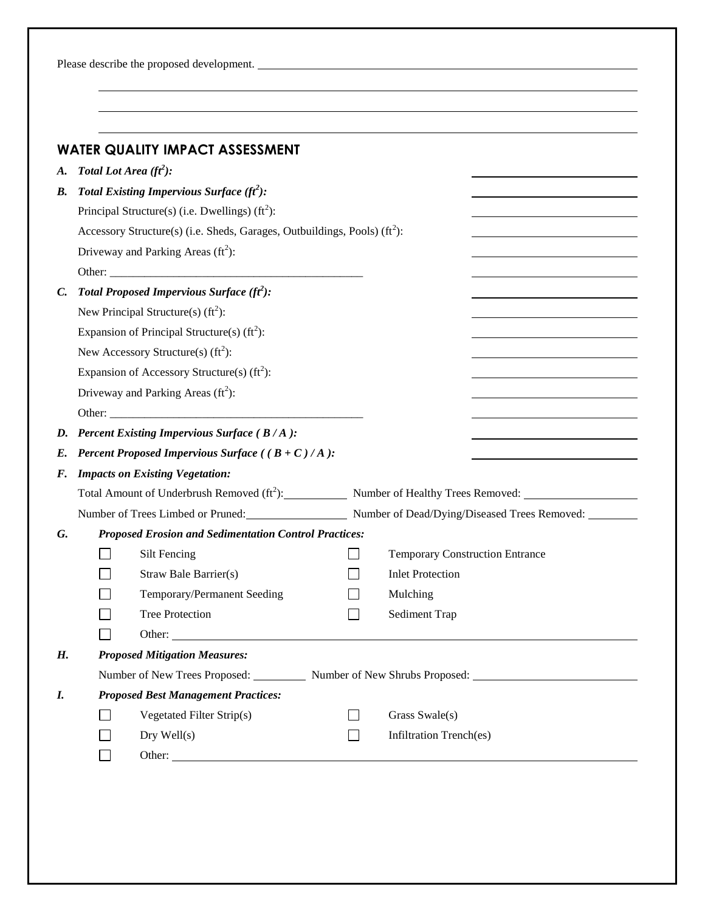Please describe the proposed development. ______________________________________________

______________________________________________

______________________________________________

______________________________________________

## WATER QUALITY IMPACT ASSESSMENT

***A. Total Lot Area ($ft^2$):*** ______________

***B. Total Existing Impervious Surface ($ft^2$):*** ______________

Principal Structure(s) (i.e. Dwellings) ($ft^2$): ______________

Accessory Structure(s) (i.e. Sheds, Garages, Outbuildings, Pools) ($ft^2$): ______________

Driveway and Parking Areas ($ft^2$): ______________

Other: ______________________________ ______________

***C. Total Proposed Impervious Surface ($ft^2$):*** ______________

New Principal Structure(s) ($ft^2$): ______________

Expansion of Principal Structure(s) ($ft^2$): ______________

New Accessory Structure(s) ($ft^2$): ______________

Expansion of Accessory Structure(s) ($ft^2$): ______________

Driveway and Parking Areas ($ft^2$): ______________

Other: ______________________________ ______________

***D. Percent Existing Impervious Surface ( B / A ):*** ______________

***E. Percent Proposed Impervious Surface ( ( B + C ) / A ):*** ______________

***F. Impacts on Existing Vegetation:***

Total Amount of Underbrush Removed ($ft^2$): __________ Number of Healthy Trees Removed: __________

Number of Trees Limbed or Pruned: __________ Number of Dead/Dying/Diseased Trees Removed: __________

***G. Proposed Erosion and Sedimentation Control Practices:***

- ☐ Silt Fencing
- ☐ Temporary Construction Entrance
- ☐ Straw Bale Barrier(s)
- ☐ Inlet Protection
- ☐ Temporary/Permanent Seeding
- ☐ Mulching
- ☐ Tree Protection
- ☐ Sediment Trap
- ☐ Other: ______________________________

***H. Proposed Mitigation Measures:***

Number of New Trees Proposed: __________ Number of New Shrubs Proposed: __________

***I. Proposed Best Management Practices:***

- ☐ Vegetated Filter Strip(s)
- ☐ Grass Swale(s)
- ☐ Dry Well(s)
- ☐ Infiltration Trench(es)
- ☐ Other: ______________________________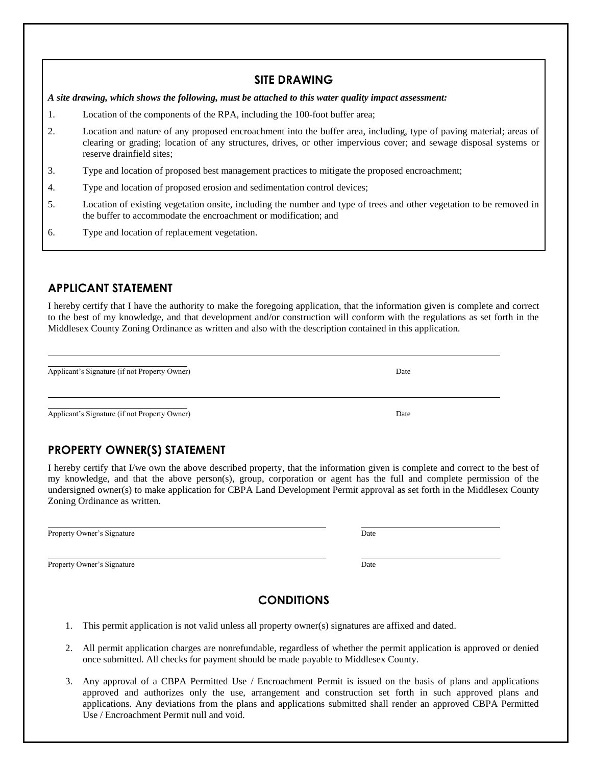## SITE DRAWING

***A site drawing, which shows the following, must be attached to this water quality impact assessment:***

1. Location of the components of the RPA, including the 100-foot buffer area;
2. Location and nature of any proposed encroachment into the buffer area, including, type of paving material; areas of clearing or grading; location of any structures, drives, or other impervious cover; and sewage disposal systems or reserve drainfield sites;
3. Type and location of proposed best management practices to mitigate the proposed encroachment;
4. Type and location of proposed erosion and sedimentation control devices;
5. Location of existing vegetation onsite, including the number and type of trees and other vegetation to be removed in the buffer to accommodate the encroachment or modification; and
6. Type and location of replacement vegetation.

## APPLICANT STATEMENT

I hereby certify that I have the authority to make the foregoing application, that the information given is complete and correct to the best of my knowledge, and that development and/or construction will conform with the regulations as set forth in the Middlesex County Zoning Ordinance as written and also with the description contained in this application.

Applicant's Signature (if not Property Owner) Date

Applicant's Signature (if not Property Owner) Date

## PROPERTY OWNER(S) STATEMENT

I hereby certify that I/we own the above described property, that the information given is complete and correct to the best of my knowledge, and that the above person(s), group, corporation or agent has the full and complete permission of the undersigned owner(s) to make application for CBPA Land Development Permit approval as set forth in the Middlesex County Zoning Ordinance as written.

Property Owner's Signature Date

Property Owner's Signature Date

## CONDITIONS

1. This permit application is not valid unless all property owner(s) signatures are affixed and dated.
2. All permit application charges are nonrefundable, regardless of whether the permit application is approved or denied once submitted. All checks for payment should be made payable to Middlesex County.
3. Any approval of a CBPA Permitted Use / Encroachment Permit is issued on the basis of plans and applications approved and authorizes only the use, arrangement and construction set forth in such approved plans and applications. Any deviations from the plans and applications submitted shall render an approved CBPA Permitted Use / Encroachment Permit null and void.